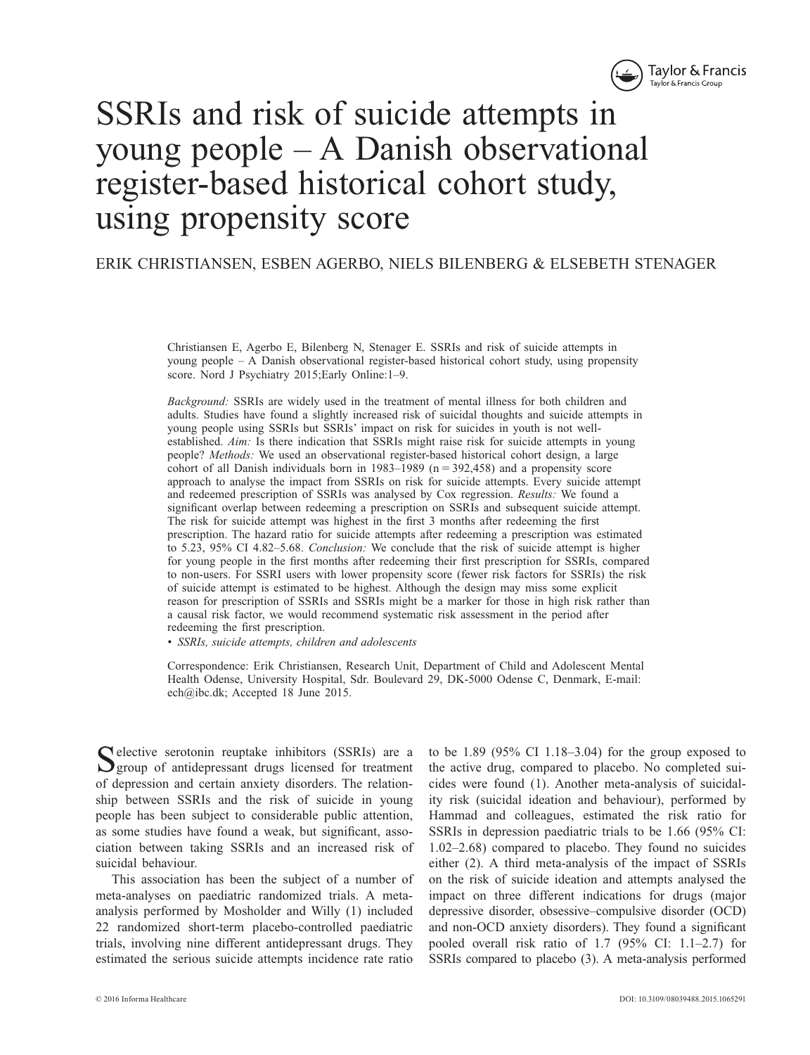# SSRIs and risk of suicide attempts in young people – A Danish observational register-based historical cohort study, using propensity score

ERIK CHRISTIANSEN, ESBEN AGERBO, NIELS BILENBERG & ELSEBETH STENAGER

Christiansen E, Agerbo E, Bilenberg N, Stenager E. SSRIs and risk of suicide attempts in young people – A Danish observational register-based historical cohort study, using propensity score. Nord J Psychiatry 2015;Early Online:1–9.

*Background:* SSRIs are widely used in the treatment of mental illness for both children and adults. Studies have found a slightly increased risk of suicidal thoughts and suicide attempts in young people using SSRIs but SSRIs' impact on risk for suicides in youth is not well-established. *Aim:* Is there indication that SSRIs might raise risk for suicide attempts in young people? *Methods:* We used an observational register-based historical cohort design, a large cohort of all Danish individuals born in 1983–1989 (n = 392,458) and a propensity score approach to analyse the impact from SSRIs on risk for suicide attempts. Every suicide attempt and redeemed prescription of SSRIs was analysed by Cox regression. *Results:* We found a significant overlap between redeeming a prescription on SSRIs and subsequent suicide attempt. The risk for suicide attempt was highest in the first 3 months after redeeming the first prescription. The hazard ratio for suicide attempts after redeeming a prescription was estimated to 5.23, 95% CI 4.82–5.68. *Conclusion:* We conclude that the risk of suicide attempt is higher for young people in the first months after redeeming their first prescription for SSRIs, compared to non-users. For SSRI users with lower propensity score (fewer risk factors for SSRIs) the risk of suicide attempt is estimated to be highest. Although the design may miss some explicit reason for prescription of SSRIs and SSRIs might be a marker for those in high risk rather than a causal risk factor, we would recommend systematic risk assessment in the period after redeeming the first prescription.

• *SSRIs, suicide attempts, children and adolescents*

Correspondence: Erik Christiansen, Research Unit, Department of Child and Adolescent Mental Health Odense, University Hospital, Sdr. Boulevard 29, DK-5000 Odense C, Denmark, E-mail: ech@ibc.dk; Accepted 18 June 2015.

Selective serotonin reuptake inhibitors (SSRIs) are a group of antidepressant drugs licensed for treatment of depression and certain anxiety disorders. The relationship between SSRIs and the risk of suicide in young people has been subject to considerable public attention, as some studies have found a weak, but significant, association between taking SSRIs and an increased risk of suicidal behaviour.

This association has been the subject of a number of meta-analyses on paediatric randomized trials. A meta-analysis performed by Mosholder and Willy (1) included 22 randomized short-term placebo-controlled paediatric trials, involving nine different antidepressant drugs. They estimated the serious suicide attempts incidence rate ratio to be 1.89 (95% CI 1.18–3.04) for the group exposed to the active drug, compared to placebo. No completed suicides were found (1). Another meta-analysis of suicidality risk (suicidal ideation and behaviour), performed by Hammad and colleagues, estimated the risk ratio for SSRIs in depression paediatric trials to be 1.66 (95% CI: 1.02–2.68) compared to placebo. They found no suicides either (2). A third meta-analysis of the impact of SSRIs on the risk of suicide ideation and attempts analysed the impact on three different indications for drugs (major depressive disorder, obsessive–compulsive disorder (OCD) and non-OCD anxiety disorders). They found a significant pooled overall risk ratio of 1.7 (95% CI: 1.1–2.7) for SSRIs compared to placebo (3). A meta-analysis performed

© 2016 Informa Healthcare

DOI: 10.3109/08039488.2015.1065291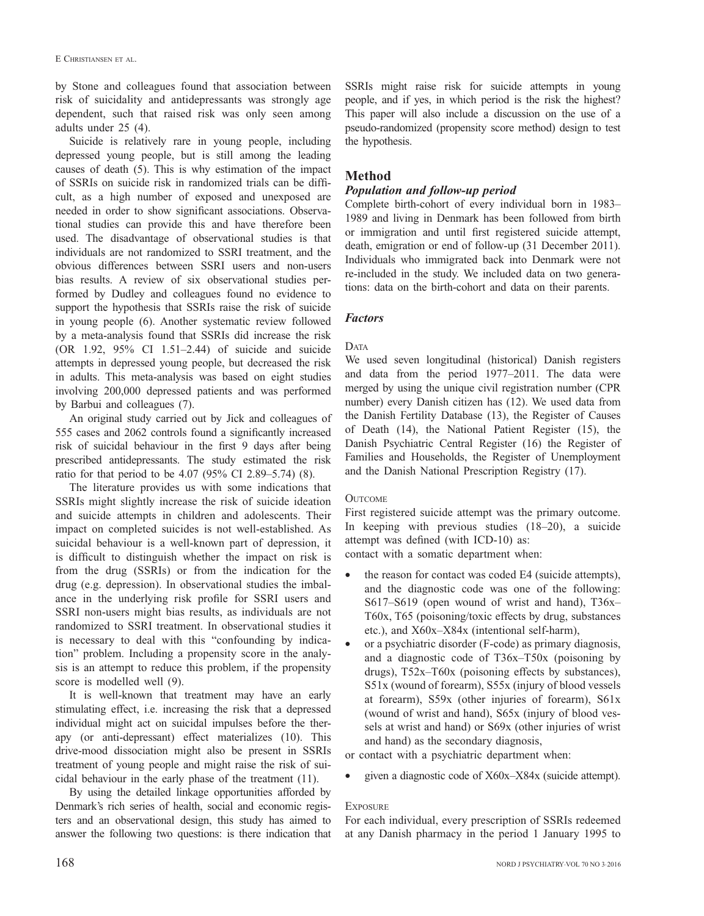by Stone and colleagues found that association between risk of suicidality and antidepressants was strongly age dependent, such that raised risk was only seen among adults under 25 (4).

Suicide is relatively rare in young people, including depressed young people, but is still among the leading causes of death (5). This is why estimation of the impact of SSRIs on suicide risk in randomized trials can be difficult, as a high number of exposed and unexposed are needed in order to show significant associations. Observational studies can provide this and have therefore been used. The disadvantage of observational studies is that individuals are not randomized to SSRI treatment, and the obvious differences between SSRI users and non-users bias results. A review of six observational studies performed by Dudley and colleagues found no evidence to support the hypothesis that SSRIs raise the risk of suicide in young people (6). Another systematic review followed by a meta-analysis found that SSRIs did increase the risk (OR 1.92, 95% CI 1.51–2.44) of suicide and suicide attempts in depressed young people, but decreased the risk in adults. This meta-analysis was based on eight studies involving 200,000 depressed patients and was performed by Barbui and colleagues (7).

An original study carried out by Jick and colleagues of 555 cases and 2062 controls found a significantly increased risk of suicidal behaviour in the first 9 days after being prescribed antidepressants. The study estimated the risk ratio for that period to be 4.07 (95% CI 2.89–5.74) (8).

The literature provides us with some indications that SSRIs might slightly increase the risk of suicide ideation and suicide attempts in children and adolescents. Their impact on completed suicides is not well-established. As suicidal behaviour is a well-known part of depression, it is difficult to distinguish whether the impact on risk is from the drug (SSRIs) or from the indication for the drug (e.g. depression). In observational studies the imbalance in the underlying risk profile for SSRI users and SSRI non-users might bias results, as individuals are not randomized to SSRI treatment. In observational studies it is necessary to deal with this "confounding by indication" problem. Including a propensity score in the analysis is an attempt to reduce this problem, if the propensity score is modelled well (9).

It is well-known that treatment may have an early stimulating effect, i.e. increasing the risk that a depressed individual might act on suicidal impulses before the therapy (or anti-depressant) effect materializes (10). This drive-mood dissociation might also be present in SSRIs treatment of young people and might raise the risk of suicidal behaviour in the early phase of the treatment (11).

By using the detailed linkage opportunities afforded by Denmark's rich series of health, social and economic registers and an observational design, this study has aimed to answer the following two questions: is there indication that SSRIs might raise risk for suicide attempts in young people, and if yes, in which period is the risk the highest? This paper will also include a discussion on the use of a pseudo-randomized (propensity score method) design to test the hypothesis.

## Method

### *Population and follow-up period*

Complete birth-cohort of every individual born in 1983–1989 and living in Denmark has been followed from birth or immigration and until first registered suicide attempt, death, emigration or end of follow-up (31 December 2011). Individuals who immigrated back into Denmark were not re-included in the study. We included data on two generations: data on the birth-cohort and data on their parents.

### *Factors*

#### Data

We used seven longitudinal (historical) Danish registers and data from the period 1977–2011. The data were merged by using the unique civil registration number (CPR number) every Danish citizen has (12). We used data from the Danish Fertility Database (13), the Register of Causes of Death (14), the National Patient Register (15), the Danish Psychiatric Central Register (16) the Register of Families and Households, the Register of Unemployment and the Danish National Prescription Registry (17).

#### Outcome

First registered suicide attempt was the primary outcome. In keeping with previous studies (18–20), a suicide attempt was defined (with ICD-10) as:

contact with a somatic department when:

- the reason for contact was coded E4 (suicide attempts), and the diagnostic code was one of the following: S617–S619 (open wound of wrist and hand), T36x–T60x, T65 (poisoning/toxic effects by drug, substances etc.), and X60x–X84x (intentional self-harm),
- or a psychiatric disorder (F-code) as primary diagnosis, and a diagnostic code of T36x–T50x (poisoning by drugs), T52x–T60x (poisoning effects by substances), S51x (wound of forearm), S55x (injury of blood vessels at forearm), S59x (other injuries of forearm), S61x (wound of wrist and hand), S65x (injury of blood vessels at wrist and hand) or S69x (other injuries of wrist and hand) as the secondary diagnosis,

or contact with a psychiatric department when:

- given a diagnostic code of X60x–X84x (suicide attempt).

#### Exposure

For each individual, every prescription of SSRIs redeemed at any Danish pharmacy in the period 1 January 1995 to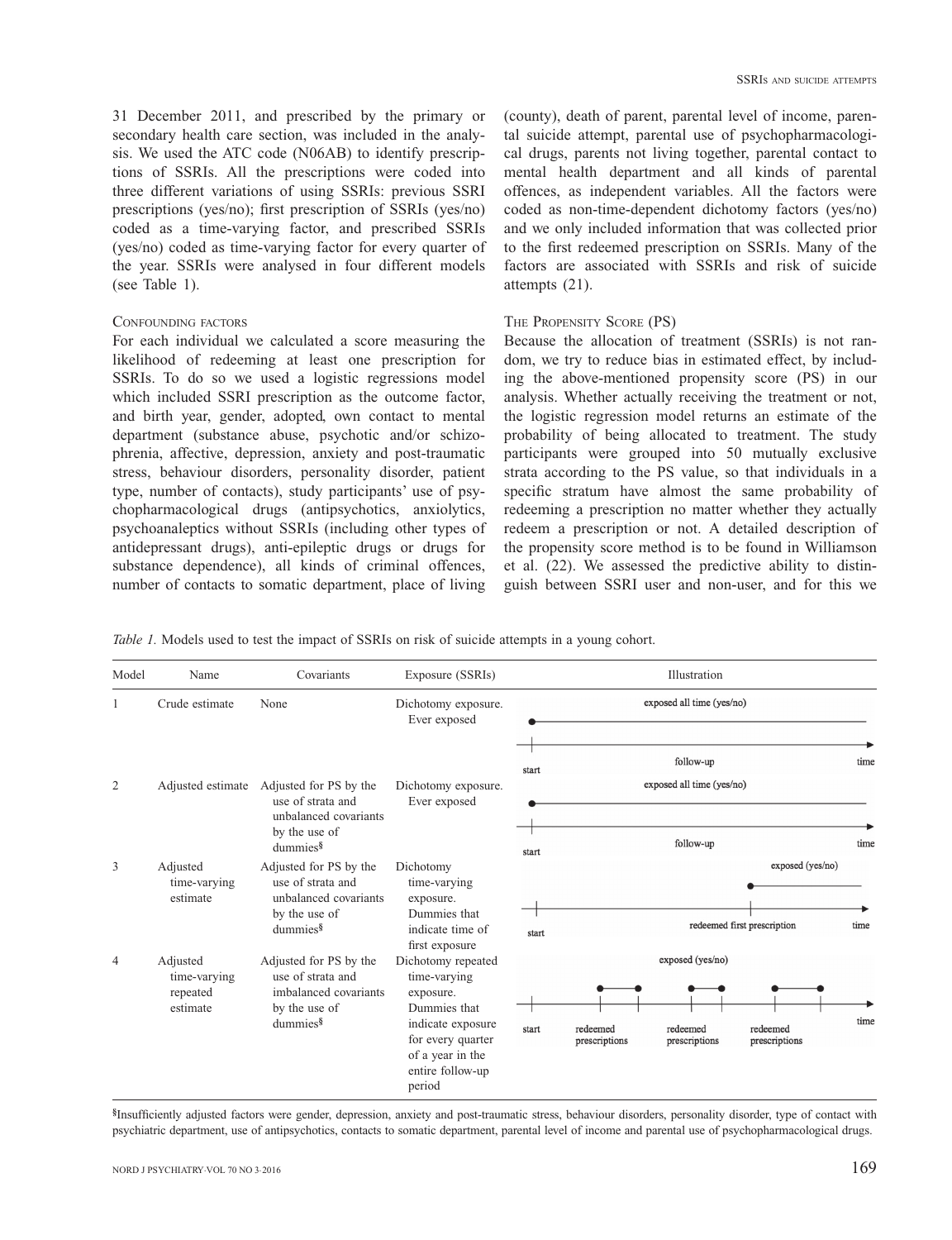31 December 2011, and prescribed by the primary or secondary health care section, was included in the analysis. We used the ATC code (N06AB) to identify prescriptions of SSRIs. All the prescriptions were coded into three different variations of using SSRIs: previous SSRI prescriptions (yes/no); first prescription of SSRIs (yes/no) coded as a time-varying factor, and prescribed SSRIs (yes/no) coded as time-varying factor for every quarter of the year. SSRIs were analysed in four different models (see Table 1).

### Confounding factors

For each individual we calculated a score measuring the likelihood of redeeming at least one prescription for SSRIs. To do so we used a logistic regressions model which included SSRI prescription as the outcome factor, and birth year, gender, adopted, own contact to mental department (substance abuse, psychotic and/or schizophrenia, affective, depression, anxiety and post-traumatic stress, behaviour disorders, personality disorder, patient type, number of contacts), study participants' use of psychopharmacological drugs (antipsychotics, anxiolytics, psychoanaleptics without SSRIs (including other types of antidepressant drugs), anti-epileptic drugs or drugs for substance dependence), all kinds of criminal offences, number of contacts to somatic department, place of living (county), death of parent, parental level of income, parental suicide attempt, parental use of psychopharmacological drugs, parents not living together, parental contact to mental health department and all kinds of parental offences, as independent variables. All the factors were coded as non-time-dependent dichotomy factors (yes/no) and we only included information that was collected prior to the first redeemed prescription on SSRIs. Many of the factors are associated with SSRIs and risk of suicide attempts (21).

### The Propensity Score (PS)

Because the allocation of treatment (SSRIs) is not random, we try to reduce bias in estimated effect, by including the above-mentioned propensity score (PS) in our analysis. Whether actually receiving the treatment or not, the logistic regression model returns an estimate of the probability of being allocated to treatment. The study participants were grouped into 50 mutually exclusive strata according to the PS value, so that individuals in a specific stratum have almost the same probability of redeeming a prescription no matter whether they actually redeem a prescription or not. A detailed description of the propensity score method is to be found in Williamson et al. (22). We assessed the predictive ability to distinguish between SSRI user and non-user, and for this we

*Table 1.* Models used to test the impact of SSRIs on risk of suicide attempts in a young cohort.

| Model | Name | Covariants | Exposure (SSRIs) | Illustration |
|---|---|---|---|---|
| 1 | Crude estimate | None | Dichotomy exposure. Ever exposed | exposed all time (yes/no); start; follow-up; time |
| 2 | Adjusted estimate | Adjusted for PS by the use of strata and unbalanced covariants by the use of dummies§ | Dichotomy exposure. Ever exposed | exposed all time (yes/no); start; follow-up; time |
| 3 | Adjusted time-varying estimate | Adjusted for PS by the use of strata and unbalanced covariants by the use of dummies§ | Dichotomy time-varying exposure. Dummies that indicate time of first exposure | exposed (yes/no); start; redeemed first prescription; time |
| 4 | Adjusted time-varying repeated estimate | Adjusted for PS by the use of strata and imbalanced covariants by the use of dummies§ | Dichotomy repeated time-varying exposure. Dummies that indicate exposure for every quarter of a year in the entire follow-up period | exposed (yes/no); start; redeemed prescriptions; redeemed prescriptions; redeemed prescriptions; time |

§Insufficiently adjusted factors were gender, depression, anxiety and post-traumatic stress, behaviour disorders, personality disorder, type of contact with psychiatric department, use of antipsychotics, contacts to somatic department, parental level of income and parental use of psychopharmacological drugs.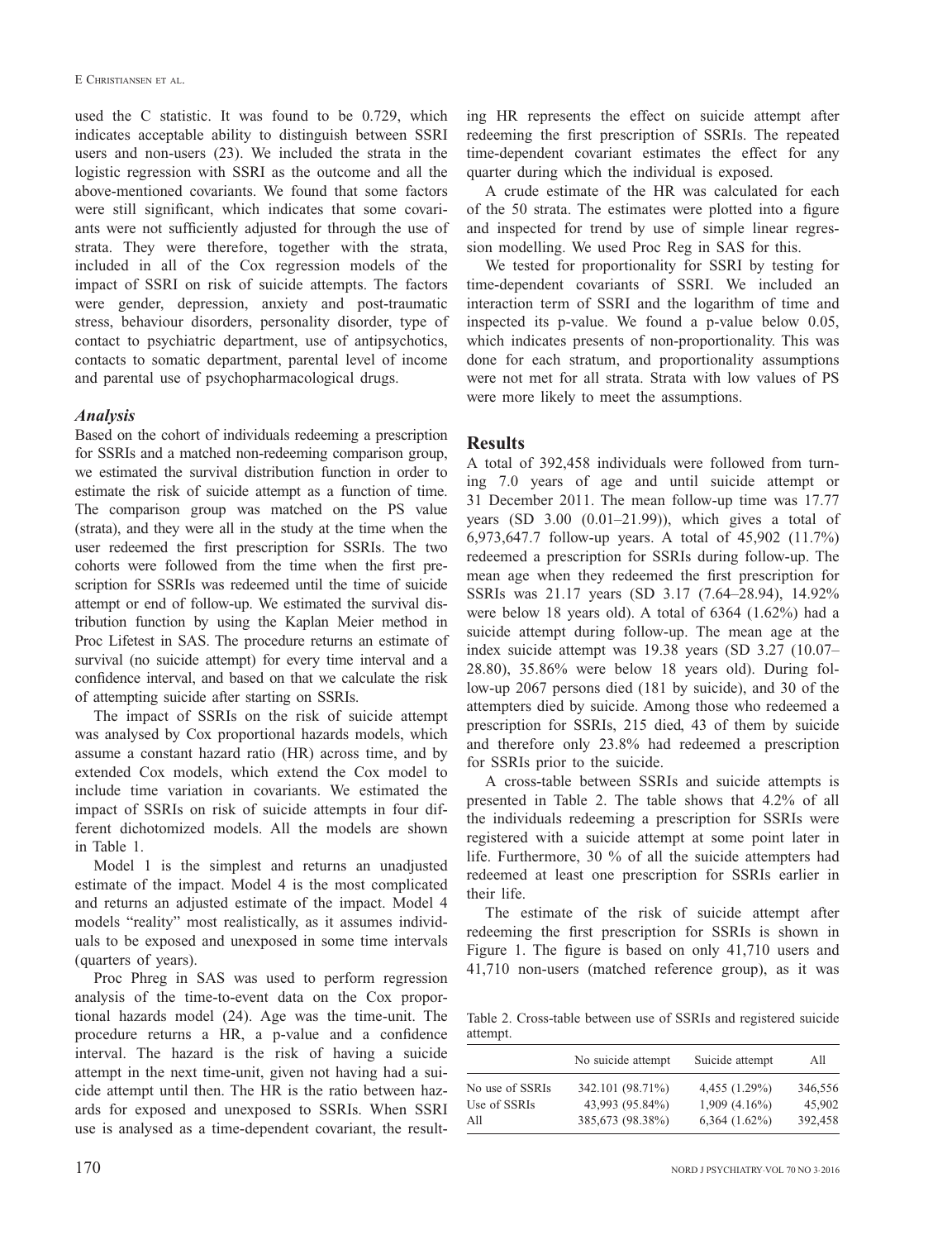used the C statistic. It was found to be 0.729, which indicates acceptable ability to distinguish between SSRI users and non-users (23). We included the strata in the logistic regression with SSRI as the outcome and all the above-mentioned covariants. We found that some factors were still significant, which indicates that some covariants were not sufficiently adjusted for through the use of strata. They were therefore, together with the strata, included in all of the Cox regression models of the impact of SSRI on risk of suicide attempts. The factors were gender, depression, anxiety and post-traumatic stress, behaviour disorders, personality disorder, type of contact to psychiatric department, use of antipsychotics, contacts to somatic department, parental level of income and parental use of psychopharmacological drugs.

### *Analysis*

Based on the cohort of individuals redeeming a prescription for SSRIs and a matched non-redeeming comparison group, we estimated the survival distribution function in order to estimate the risk of suicide attempt as a function of time. The comparison group was matched on the PS value (strata), and they were all in the study at the time when the user redeemed the first prescription for SSRIs. The two cohorts were followed from the time when the first prescription for SSRIs was redeemed until the time of suicide attempt or end of follow-up. We estimated the survival distribution function by using the Kaplan Meier method in Proc Lifetest in SAS. The procedure returns an estimate of survival (no suicide attempt) for every time interval and a confidence interval, and based on that we calculate the risk of attempting suicide after starting on SSRIs.

The impact of SSRIs on the risk of suicide attempt was analysed by Cox proportional hazards models, which assume a constant hazard ratio (HR) across time, and by extended Cox models, which extend the Cox model to include time variation in covariants. We estimated the impact of SSRIs on risk of suicide attempts in four different dichotomized models. All the models are shown in Table 1.

Model 1 is the simplest and returns an unadjusted estimate of the impact. Model 4 is the most complicated and returns an adjusted estimate of the impact. Model 4 models "reality" most realistically, as it assumes individuals to be exposed and unexposed in some time intervals (quarters of years).

Proc Phreg in SAS was used to perform regression analysis of the time-to-event data on the Cox proportional hazards model (24). Age was the time-unit. The procedure returns a HR, a p-value and a confidence interval. The hazard is the risk of having a suicide attempt in the next time-unit, given not having had a suicide attempt until then. The HR is the ratio between hazards for exposed and unexposed to SSRIs. When SSRI use is analysed as a time-dependent covariant, the resulting HR represents the effect on suicide attempt after redeeming the first prescription of SSRIs. The repeated time-dependent covariant estimates the effect for any quarter during which the individual is exposed.

A crude estimate of the HR was calculated for each of the 50 strata. The estimates were plotted into a figure and inspected for trend by use of simple linear regression modelling. We used Proc Reg in SAS for this.

We tested for proportionality for SSRI by testing for time-dependent covariants of SSRI. We included an interaction term of SSRI and the logarithm of time and inspected its p-value. We found a p-value below 0.05, which indicates presents of non-proportionality. This was done for each stratum, and proportionality assumptions were not met for all strata. Strata with low values of PS were more likely to meet the assumptions.

## Results

A total of 392,458 individuals were followed from turning 7.0 years of age and until suicide attempt or 31 December 2011. The mean follow-up time was 17.77 years (SD 3.00 (0.01–21.99)), which gives a total of 6,973,647.7 follow-up years. A total of 45,902 (11.7%) redeemed a prescription for SSRIs during follow-up. The mean age when they redeemed the first prescription for SSRIs was 21.17 years (SD 3.17 (7.64–28.94), 14.92% were below 18 years old). A total of 6364 (1.62%) had a suicide attempt during follow-up. The mean age at the index suicide attempt was 19.38 years (SD 3.27 (10.07–28.80), 35.86% were below 18 years old). During follow-up 2067 persons died (181 by suicide), and 30 of the attempters died by suicide. Among those who redeemed a prescription for SSRIs, 215 died, 43 of them by suicide and therefore only 23.8% had redeemed a prescription for SSRIs prior to the suicide.

A cross-table between SSRIs and suicide attempts is presented in Table 2. The table shows that 4.2% of all the individuals redeeming a prescription for SSRIs were registered with a suicide attempt at some point later in life. Furthermore, 30 % of all the suicide attempters had redeemed at least one prescription for SSRIs earlier in their life.

The estimate of the risk of suicide attempt after redeeming the first prescription for SSRIs is shown in Figure 1. The figure is based on only 41,710 users and 41,710 non-users (matched reference group), as it was

Table 2. Cross-table between use of SSRIs and registered suicide attempt.

| | No suicide attempt | Suicide attempt | All |
|---|---|---|---|
| No use of SSRIs | 342.101 (98.71%) | 4,455 (1.29%) | 346,556 |
| Use of SSRIs | 43,993 (95.84%) | 1,909 (4.16%) | 45,902 |
| All | 385,673 (98.38%) | 6,364 (1.62%) | 392,458 |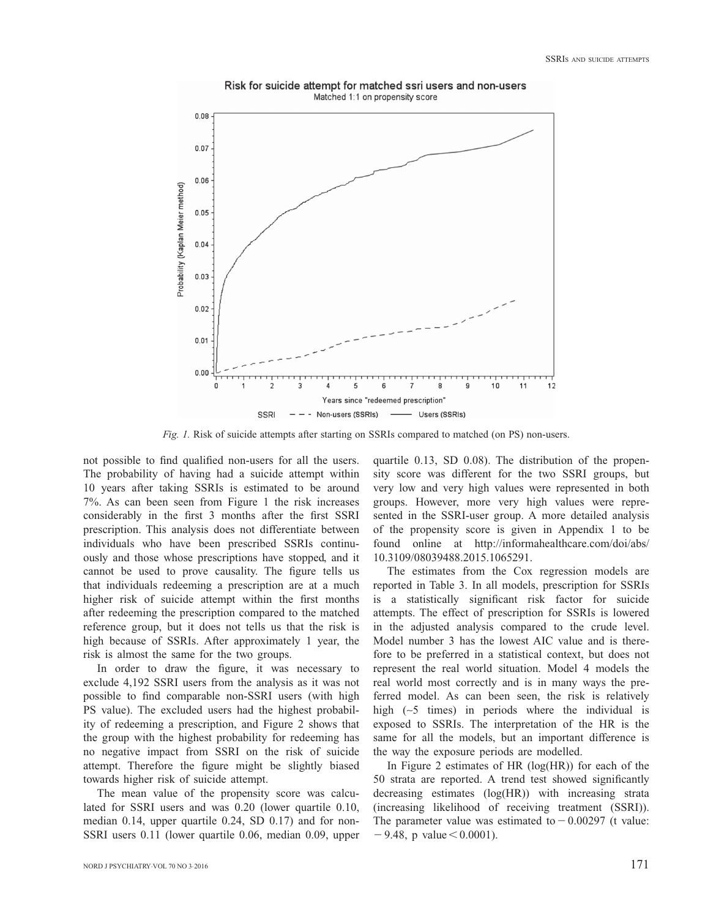*Fig. 1.* Risk of suicide attempts after starting on SSRIs compared to matched (on PS) non-users.

not possible to find qualified non-users for all the users. The probability of having had a suicide attempt within 10 years after taking SSRIs is estimated to be around 7%. As can been seen from Figure 1 the risk increases considerably in the first 3 months after the first SSRI prescription. This analysis does not differentiate between individuals who have been prescribed SSRIs continuously and those whose prescriptions have stopped, and it cannot be used to prove causality. The figure tells us that individuals redeeming a prescription are at a much higher risk of suicide attempt within the first months after redeeming the prescription compared to the matched reference group, but it does not tells us that the risk is high because of SSRIs. After approximately 1 year, the risk is almost the same for the two groups.

In order to draw the figure, it was necessary to exclude 4,192 SSRI users from the analysis as it was not possible to find comparable non-SSRI users (with high PS value). The excluded users had the highest probability of redeeming a prescription, and Figure 2 shows that the group with the highest probability for redeeming has no negative impact from SSRI on the risk of suicide attempt. Therefore the figure might be slightly biased towards higher risk of suicide attempt.

The mean value of the propensity score was calculated for SSRI users and was 0.20 (lower quartile 0.10, median 0.14, upper quartile 0.24, SD 0.17) and for non-SSRI users 0.11 (lower quartile 0.06, median 0.09, upper quartile 0.13, SD 0.08). The distribution of the propensity score was different for the two SSRI groups, but very low and very high values were represented in both groups. However, more very high values were represented in the SSRI-user group. A more detailed analysis of the propensity score is given in Appendix 1 to be found online at http://informahealthcare.com/doi/abs/10.3109/08039488.2015.1065291.

The estimates from the Cox regression models are reported in Table 3. In all models, prescription for SSRIs is a statistically significant risk factor for suicide attempts. The effect of prescription for SSRIs is lowered in the adjusted analysis compared to the crude level. Model number 3 has the lowest AIC value and is therefore to be preferred in a statistical context, but does not represent the real world situation. Model 4 models the real world most correctly and is in many ways the preferred model. As can been seen, the risk is relatively high (~5 times) in periods where the individual is exposed to SSRIs. The interpretation of the HR is the same for all the models, but an important difference is the way the exposure periods are modelled.

In Figure 2 estimates of HR (log(HR)) for each of the 50 strata are reported. A trend test showed significantly decreasing estimates (log(HR)) with increasing strata (increasing likelihood of receiving treatment (SSRI)). The parameter value was estimated to $-0.00297$ (t value: $-9.48$, p value $< 0.0001$).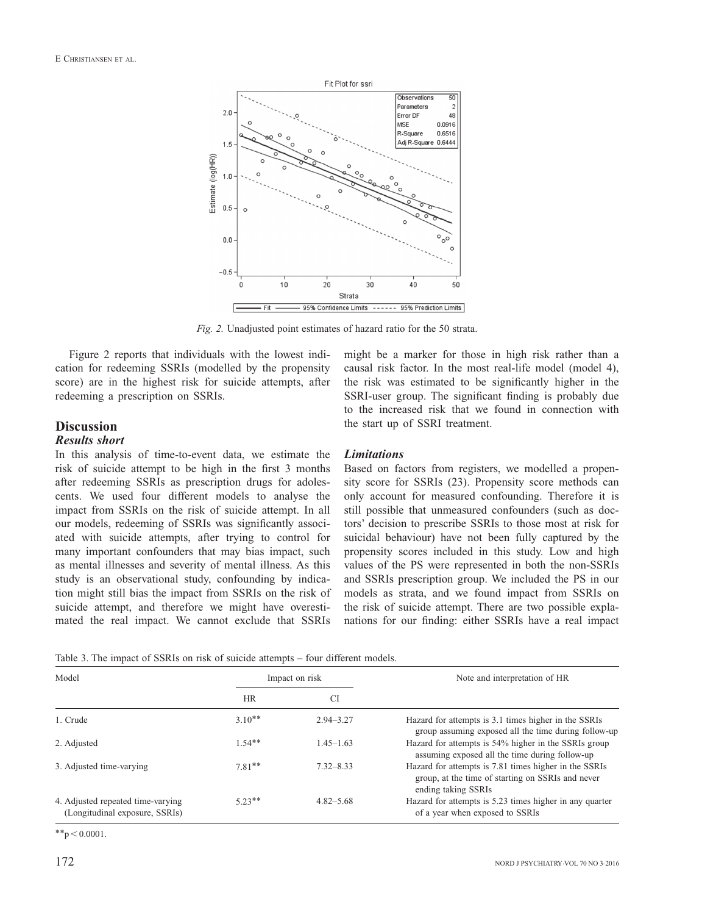*Fig. 2.* Unadjusted point estimates of hazard ratio for the 50 strata.

Figure 2 reports that individuals with the lowest indication for redeeming SSRIs (modelled by the propensity score) are in the highest risk for suicide attempts, after redeeming a prescription on SSRIs.

## Discussion

### *Results short*

In this analysis of time-to-event data, we estimate the risk of suicide attempt to be high in the first 3 months after redeeming SSRIs as prescription drugs for adolescents. We used four different models to analyse the impact from SSRIs on the risk of suicide attempt. In all our models, redeeming of SSRIs was significantly associated with suicide attempts, after trying to control for many important confounders that may bias impact, such as mental illnesses and severity of mental illness. As this study is an observational study, confounding by indication might still bias the impact from SSRIs on the risk of suicide attempt, and therefore we might have overestimated the real impact. We cannot exclude that SSRIs might be a marker for those in high risk rather than a causal risk factor. In the most real-life model (model 4), the risk was estimated to be significantly higher in the SSRI-user group. The significant finding is probably due to the increased risk that we found in connection with the start up of SSRI treatment.

### *Limitations*

Based on factors from registers, we modelled a propensity score for SSRIs (23). Propensity score methods can only account for measured confounding. Therefore it is still possible that unmeasured confounders (such as doctors' decision to prescribe SSRIs to those most at risk for suicidal behaviour) have not been fully captured by the propensity scores included in this study. Low and high values of the PS were represented in both the non-SSRIs and SSRIs prescription group. We included the PS in our models as strata, and we found impact from SSRIs on the risk of suicide attempt. There are two possible explanations for our finding: either SSRIs have a real impact

Table 3. The impact of SSRIs on risk of suicide attempts – four different models.

| Model | Impact on risk | | Note and interpretation of HR |
|---|---|---|---|
| | HR | CI | |
| 1. Crude | 3.10** | 2.94–3.27 | Hazard for attempts is 3.1 times higher in the SSRIs group assuming exposed all the time during follow-up |
| 2. Adjusted | 1.54** | 1.45–1.63 | Hazard for attempts is 54% higher in the SSRIs group assuming exposed all the time during follow-up |
| 3. Adjusted time-varying | 7.81** | 7.32–8.33 | Hazard for attempts is 7.81 times higher in the SSRIs group, at the time of starting on SSRIs and never ending taking SSRIs |
| 4. Adjusted repeated time-varying (Longitudinal exposure, SSRIs) | 5.23** | 4.82–5.68 | Hazard for attempts is 5.23 times higher in any quarter of a year when exposed to SSRIs |

**$p < 0.0001$.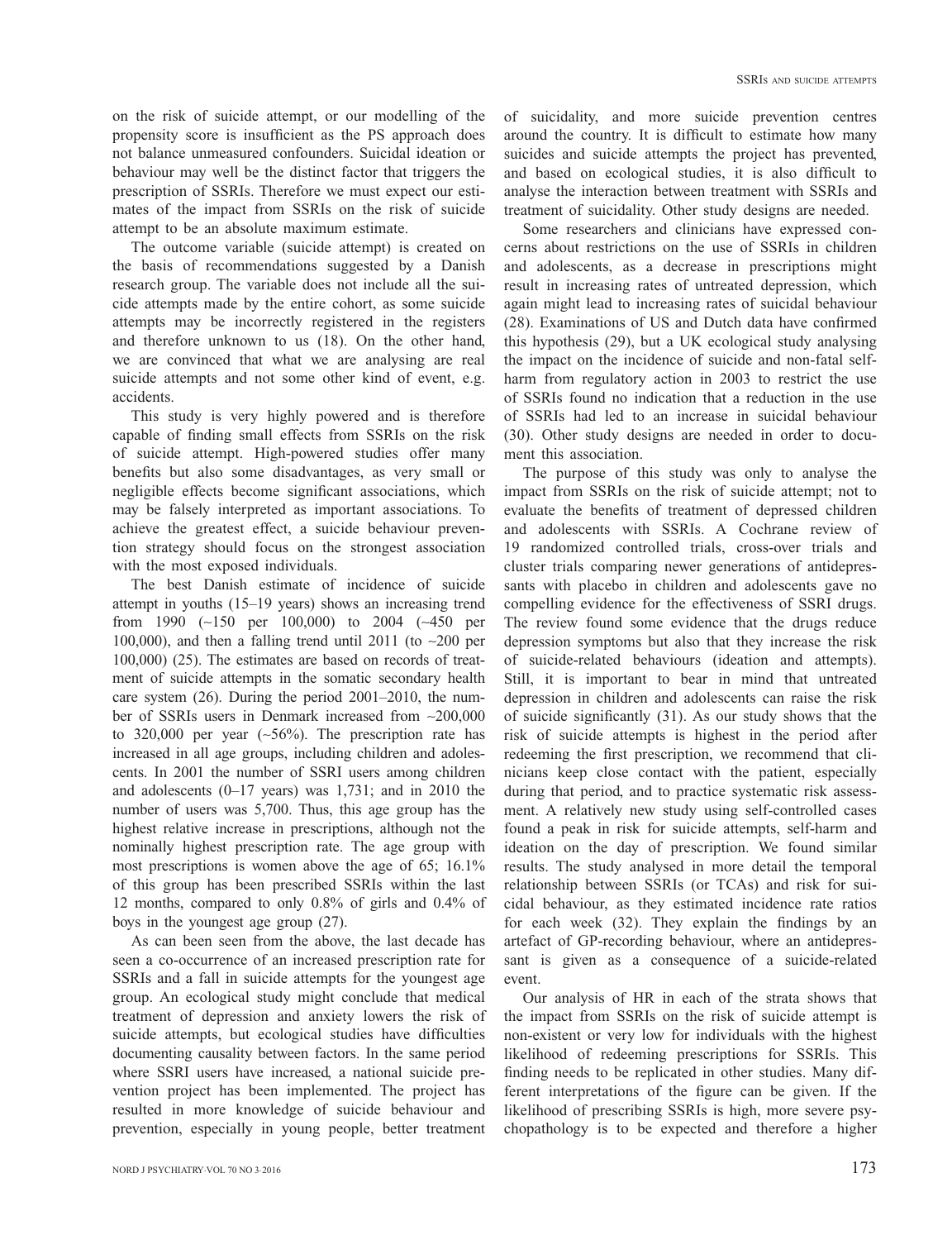on the risk of suicide attempt, or our modelling of the propensity score is insufficient as the PS approach does not balance unmeasured confounders. Suicidal ideation or behaviour may well be the distinct factor that triggers the prescription of SSRIs. Therefore we must expect our estimates of the impact from SSRIs on the risk of suicide attempt to be an absolute maximum estimate.

The outcome variable (suicide attempt) is created on the basis of recommendations suggested by a Danish research group. The variable does not include all the suicide attempts made by the entire cohort, as some suicide attempts may be incorrectly registered in the registers and therefore unknown to us (18). On the other hand, we are convinced that what we are analysing are real suicide attempts and not some other kind of event, e.g. accidents.

This study is very highly powered and is therefore capable of finding small effects from SSRIs on the risk of suicide attempt. High-powered studies offer many benefits but also some disadvantages, as very small or negligible effects become significant associations, which may be falsely interpreted as important associations. To achieve the greatest effect, a suicide behaviour prevention strategy should focus on the strongest association with the most exposed individuals.

The best Danish estimate of incidence of suicide attempt in youths (15–19 years) shows an increasing trend from 1990 (~150 per 100,000) to 2004 (~450 per 100,000), and then a falling trend until 2011 (to ~200 per 100,000) (25). The estimates are based on records of treatment of suicide attempts in the somatic secondary health care system (26). During the period 2001–2010, the number of SSRIs users in Denmark increased from ~200,000 to 320,000 per year (~56%). The prescription rate has increased in all age groups, including children and adolescents. In 2001 the number of SSRI users among children and adolescents (0–17 years) was 1,731; and in 2010 the number of users was 5,700. Thus, this age group has the highest relative increase in prescriptions, although not the nominally highest prescription rate. The age group with most prescriptions is women above the age of 65; 16.1% of this group has been prescribed SSRIs within the last 12 months, compared to only 0.8% of girls and 0.4% of boys in the youngest age group (27).

As can been seen from the above, the last decade has seen a co-occurrence of an increased prescription rate for SSRIs and a fall in suicide attempts for the youngest age group. An ecological study might conclude that medical treatment of depression and anxiety lowers the risk of suicide attempts, but ecological studies have difficulties documenting causality between factors. In the same period where SSRI users have increased, a national suicide prevention project has been implemented. The project has resulted in more knowledge of suicide behaviour and prevention, especially in young people, better treatment of suicidality, and more suicide prevention centres around the country. It is difficult to estimate how many suicides and suicide attempts the project has prevented, and based on ecological studies, it is also difficult to analyse the interaction between treatment with SSRIs and treatment of suicidality. Other study designs are needed.

Some researchers and clinicians have expressed concerns about restrictions on the use of SSRIs in children and adolescents, as a decrease in prescriptions might result in increasing rates of untreated depression, which again might lead to increasing rates of suicidal behaviour (28). Examinations of US and Dutch data have confirmed this hypothesis (29), but a UK ecological study analysing the impact on the incidence of suicide and non-fatal self-harm from regulatory action in 2003 to restrict the use of SSRIs found no indication that a reduction in the use of SSRIs had led to an increase in suicidal behaviour (30). Other study designs are needed in order to document this association.

The purpose of this study was only to analyse the impact from SSRIs on the risk of suicide attempt; not to evaluate the benefits of treatment of depressed children and adolescents with SSRIs. A Cochrane review of 19 randomized controlled trials, cross-over trials and cluster trials comparing newer generations of antidepressants with placebo in children and adolescents gave no compelling evidence for the effectiveness of SSRI drugs. The review found some evidence that the drugs reduce depression symptoms but also that they increase the risk of suicide-related behaviours (ideation and attempts). Still, it is important to bear in mind that untreated depression in children and adolescents can raise the risk of suicide significantly (31). As our study shows that the risk of suicide attempts is highest in the period after redeeming the first prescription, we recommend that clinicians keep close contact with the patient, especially during that period, and to practice systematic risk assessment. A relatively new study using self-controlled cases found a peak in risk for suicide attempts, self-harm and ideation on the day of prescription. We found similar results. The study analysed in more detail the temporal relationship between SSRIs (or TCAs) and risk for suicidal behaviour, as they estimated incidence rate ratios for each week (32). They explain the findings by an artefact of GP-recording behaviour, where an antidepressant is given as a consequence of a suicide-related event.

Our analysis of HR in each of the strata shows that the impact from SSRIs on the risk of suicide attempt is non-existent or very low for individuals with the highest likelihood of redeeming prescriptions for SSRIs. This finding needs to be replicated in other studies. Many different interpretations of the figure can be given. If the likelihood of prescribing SSRIs is high, more severe psychopathology is to be expected and therefore a higher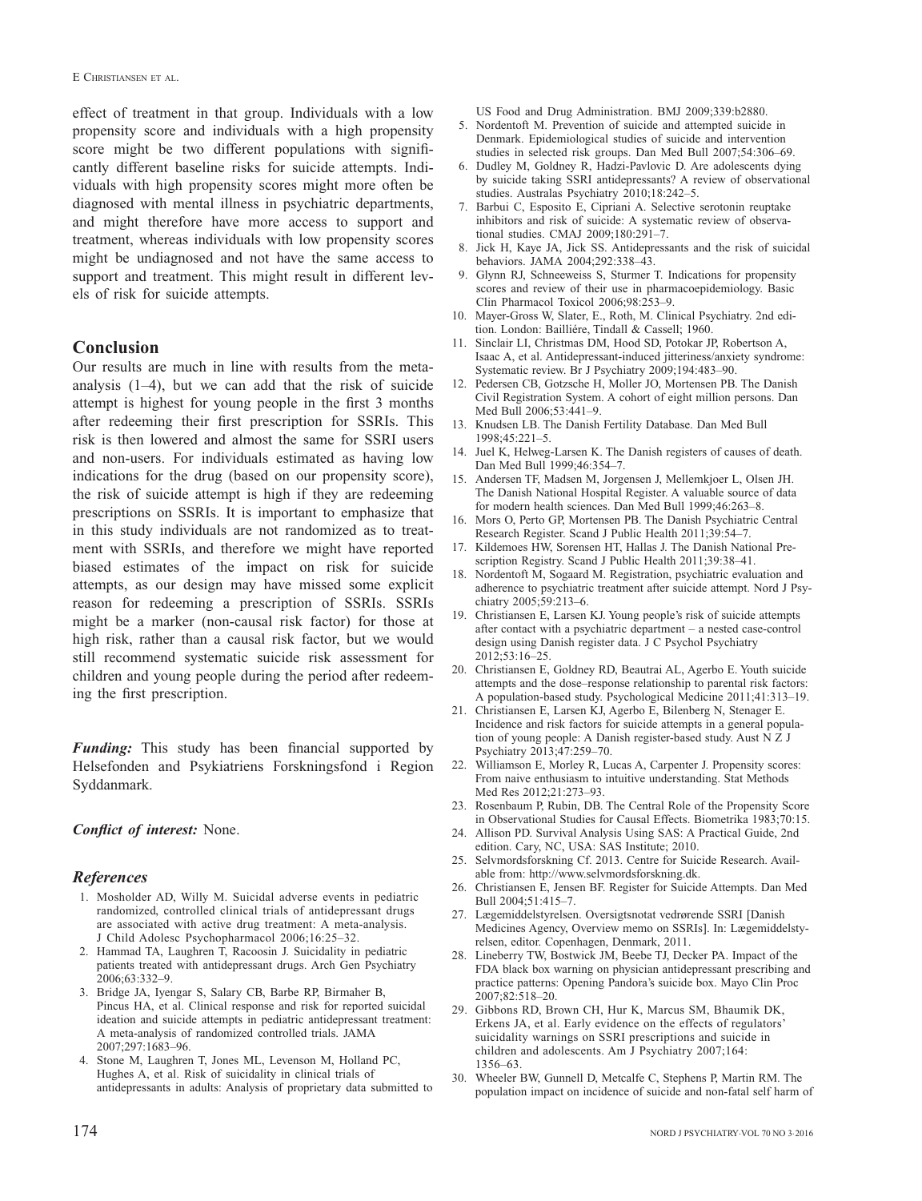effect of treatment in that group. Individuals with a low propensity score and individuals with a high propensity score might be two different populations with significantly different baseline risks for suicide attempts. Individuals with high propensity scores might more often be diagnosed with mental illness in psychiatric departments, and might therefore have more access to support and treatment, whereas individuals with low propensity scores might be undiagnosed and not have the same access to support and treatment. This might result in different levels of risk for suicide attempts.

## Conclusion

Our results are much in line with results from the meta-analysis (1–4), but we can add that the risk of suicide attempt is highest for young people in the first 3 months after redeeming their first prescription for SSRIs. This risk is then lowered and almost the same for SSRI users and non-users. For individuals estimated as having low indications for the drug (based on our propensity score), the risk of suicide attempt is high if they are redeeming prescriptions on SSRIs. It is important to emphasize that in this study individuals are not randomized as to treatment with SSRIs, and therefore we might have reported biased estimates of the impact on risk for suicide attempts, as our design may have missed some explicit reason for redeeming a prescription of SSRIs. SSRIs might be a marker (non-causal risk factor) for those at high risk, rather than a causal risk factor, but we would still recommend systematic suicide risk assessment for children and young people during the period after redeeming the first prescription.

***Funding:*** This study has been financial supported by Helsefonden and Psykiatriens Forskningsfond i Region Syddanmark.

***Conflict of interest:*** None.

## *References*

1. Mosholder AD, Willy M. Suicidal adverse events in pediatric randomized, controlled clinical trials of antidepressant drugs are associated with active drug treatment: A meta-analysis. J Child Adolesc Psychopharmacol 2006;16:25–32.
2. Hammad TA, Laughren T, Racoosin J. Suicidality in pediatric patients treated with antidepressant drugs. Arch Gen Psychiatry 2006;63:332–9.
3. Bridge JA, Iyengar S, Salary CB, Barbe RP, Birmaher B, Pincus HA, et al. Clinical response and risk for reported suicidal ideation and suicide attempts in pediatric antidepressant treatment: A meta-analysis of randomized controlled trials. JAMA 2007;297:1683–96.
4. Stone M, Laughren T, Jones ML, Levenson M, Holland PC, Hughes A, et al. Risk of suicidality in clinical trials of antidepressants in adults: Analysis of proprietary data submitted to US Food and Drug Administration. BMJ 2009;339:b2880.
5. Nordentoft M. Prevention of suicide and attempted suicide in Denmark. Epidemiological studies of suicide and intervention studies in selected risk groups. Dan Med Bull 2007;54:306–69.
6. Dudley M, Goldney R, Hadzi-Pavlovic D. Are adolescents dying by suicide taking SSRI antidepressants? A review of observational studies. Australas Psychiatry 2010;18:242–5.
7. Barbui C, Esposito E, Cipriani A. Selective serotonin reuptake inhibitors and risk of suicide: A systematic review of observational studies. CMAJ 2009;180:291–7.
8. Jick H, Kaye JA, Jick SS. Antidepressants and the risk of suicidal behaviors. JAMA 2004;292:338–43.
9. Glynn RJ, Schneeweiss S, Sturmer T. Indications for propensity scores and review of their use in pharmacoepidemiology. Basic Clin Pharmacol Toxicol 2006;98:253–9.
10. Mayer-Gross W, Slater, E., Roth, M. Clinical Psychiatry. 2nd edition. London: Bailliére, Tindall & Cassell; 1960.
11. Sinclair LI, Christmas DM, Hood SD, Potokar JP, Robertson A, Isaac A, et al. Antidepressant-induced jitteriness/anxiety syndrome: Systematic review. Br J Psychiatry 2009;194:483–90.
12. Pedersen CB, Gotzsche H, Moller JO, Mortensen PB. The Danish Civil Registration System. A cohort of eight million persons. Dan Med Bull 2006;53:441–9.
13. Knudsen LB. The Danish Fertility Database. Dan Med Bull 1998;45:221–5.
14. Juel K, Helweg-Larsen K. The Danish registers of causes of death. Dan Med Bull 1999;46:354–7.
15. Andersen TF, Madsen M, Jorgensen J, Mellemkjoer L, Olsen JH. The Danish National Hospital Register. A valuable source of data for modern health sciences. Dan Med Bull 1999;46:263–8.
16. Mors O, Perto GP, Mortensen PB. The Danish Psychiatric Central Research Register. Scand J Public Health 2011;39:54–7.
17. Kildemoes HW, Sorensen HT, Hallas J. The Danish National Prescription Registry. Scand J Public Health 2011;39:38–41.
18. Nordentoft M, Sogaard M. Registration, psychiatric evaluation and adherence to psychiatric treatment after suicide attempt. Nord J Psychiatry 2005;59:213–6.
19. Christiansen E, Larsen KJ. Young people's risk of suicide attempts after contact with a psychiatric department – a nested case-control design using Danish register data. J C Psychol Psychiatry 2012;53:16–25.
20. Christiansen E, Goldney RD, Beautrai AL, Agerbo E. Youth suicide attempts and the dose–response relationship to parental risk factors: A population-based study. Psychological Medicine 2011;41:313–19.
21. Christiansen E, Larsen KJ, Agerbo E, Bilenberg N, Stenager E. Incidence and risk factors for suicide attempts in a general population of young people: A Danish register-based study. Aust N Z J Psychiatry 2013;47:259–70.
22. Williamson E, Morley R, Lucas A, Carpenter J. Propensity scores: From naive enthusiasm to intuitive understanding. Stat Methods Med Res 2012;21:273–93.
23. Rosenbaum P, Rubin, DB. The Central Role of the Propensity Score in Observational Studies for Causal Effects. Biometrika 1983;70:15.
24. Allison PD. Survival Analysis Using SAS: A Practical Guide, 2nd edition. Cary, NC, USA: SAS Institute; 2010.
25. Selvmordsforskning Cf. 2013. Centre for Suicide Research. Available from: http://www.selvmordsforskning.dk.
26. Christiansen E, Jensen BF. Register for Suicide Attempts. Dan Med Bull 2004;51:415–7.
27. Lægemiddelstyrelsen. Oversigtsnotat vedrørende SSRI [Danish Medicines Agency, Overview memo on SSRIs]. In: Lægemiddelstyrelsen, editor. Copenhagen, Denmark, 2011.
28. Lineberry TW, Bostwick JM, Beebe TJ, Decker PA. Impact of the FDA black box warning on physician antidepressant prescribing and practice patterns: Opening Pandora's suicide box. Mayo Clin Proc 2007;82:518–20.
29. Gibbons RD, Brown CH, Hur K, Marcus SM, Bhaumik DK, Erkens JA, et al. Early evidence on the effects of regulators' suicidality warnings on SSRI prescriptions and suicide in children and adolescents. Am J Psychiatry 2007;164:1356–63.
30. Wheeler BW, Gunnell D, Metcalfe C, Stephens P, Martin RM. The population impact on incidence of suicide and non-fatal self harm of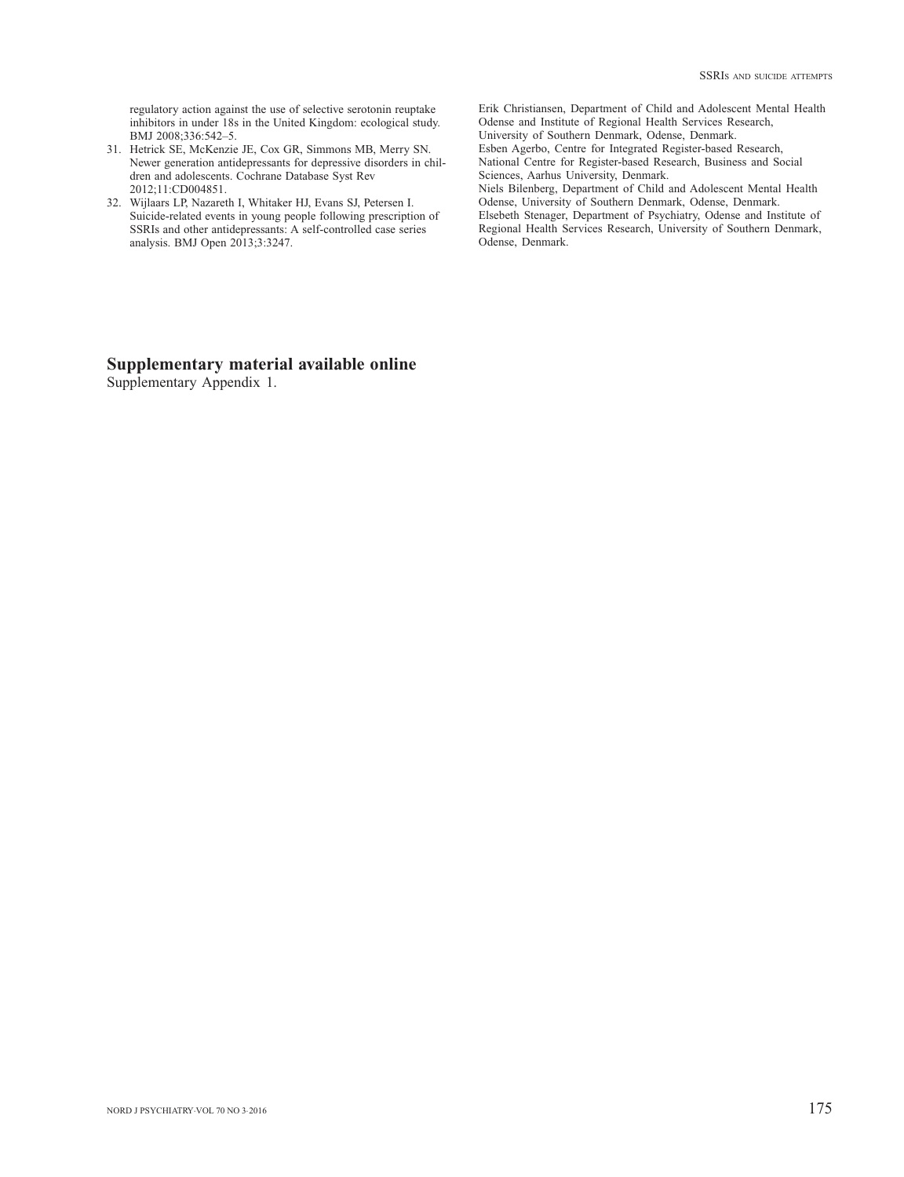regulatory action against the use of selective serotonin reuptake inhibitors in under 18s in the United Kingdom: ecological study. BMJ 2008;336:542–5.

31. Hetrick SE, McKenzie JE, Cox GR, Simmons MB, Merry SN. Newer generation antidepressants for depressive disorders in children and adolescents. Cochrane Database Syst Rev 2012;11:CD004851.
32. Wijlaars LP, Nazareth I, Whitaker HJ, Evans SJ, Petersen I. Suicide-related events in young people following prescription of SSRIs and other antidepressants: A self-controlled case series analysis. BMJ Open 2013;3:3247.

Erik Christiansen, Department of Child and Adolescent Mental Health Odense and Institute of Regional Health Services Research, University of Southern Denmark, Odense, Denmark.
Esben Agerbo, Centre for Integrated Register-based Research, National Centre for Register-based Research, Business and Social Sciences, Aarhus University, Denmark.
Niels Bilenberg, Department of Child and Adolescent Mental Health Odense, University of Southern Denmark, Odense, Denmark.
Elsebeth Stenager, Department of Psychiatry, Odense and Institute of Regional Health Services Research, University of Southern Denmark, Odense, Denmark.

## Supplementary material available online

Supplementary Appendix 1.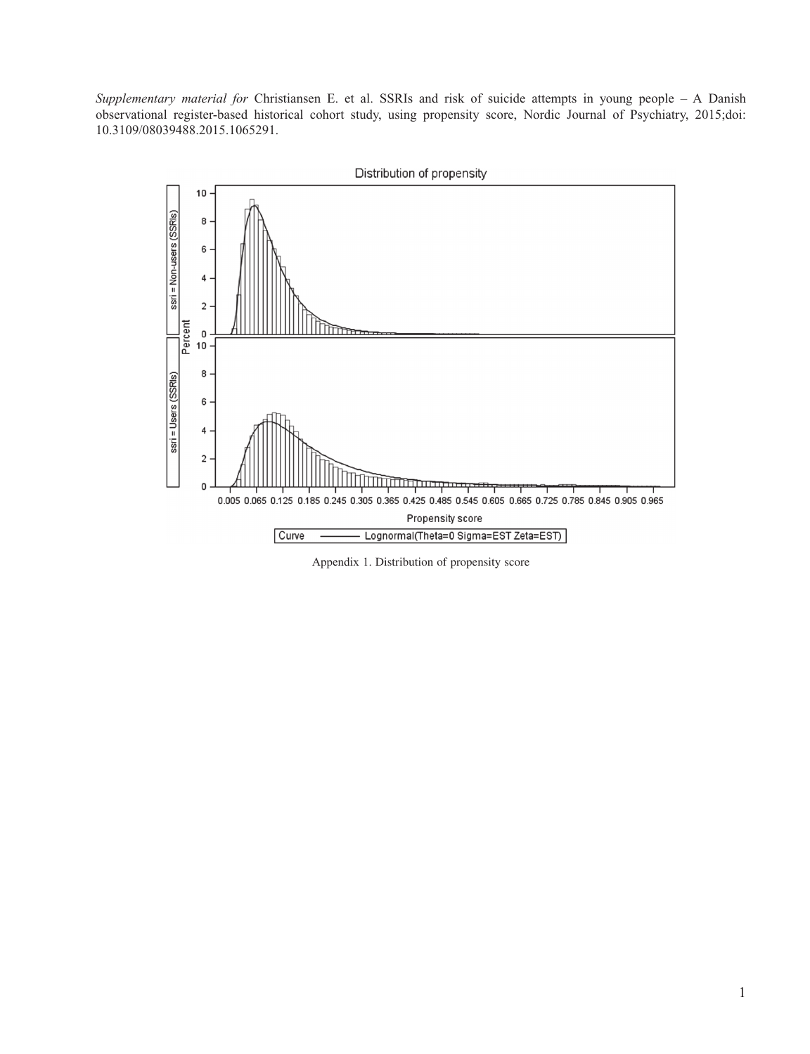*Supplementary material for* Christiansen E. et al. SSRIs and risk of suicide attempts in young people – A Danish observational register-based historical cohort study, using propensity score, Nordic Journal of Psychiatry, 2015;doi: 10.3109/08039488.2015.1065291.

Appendix 1. Distribution of propensity score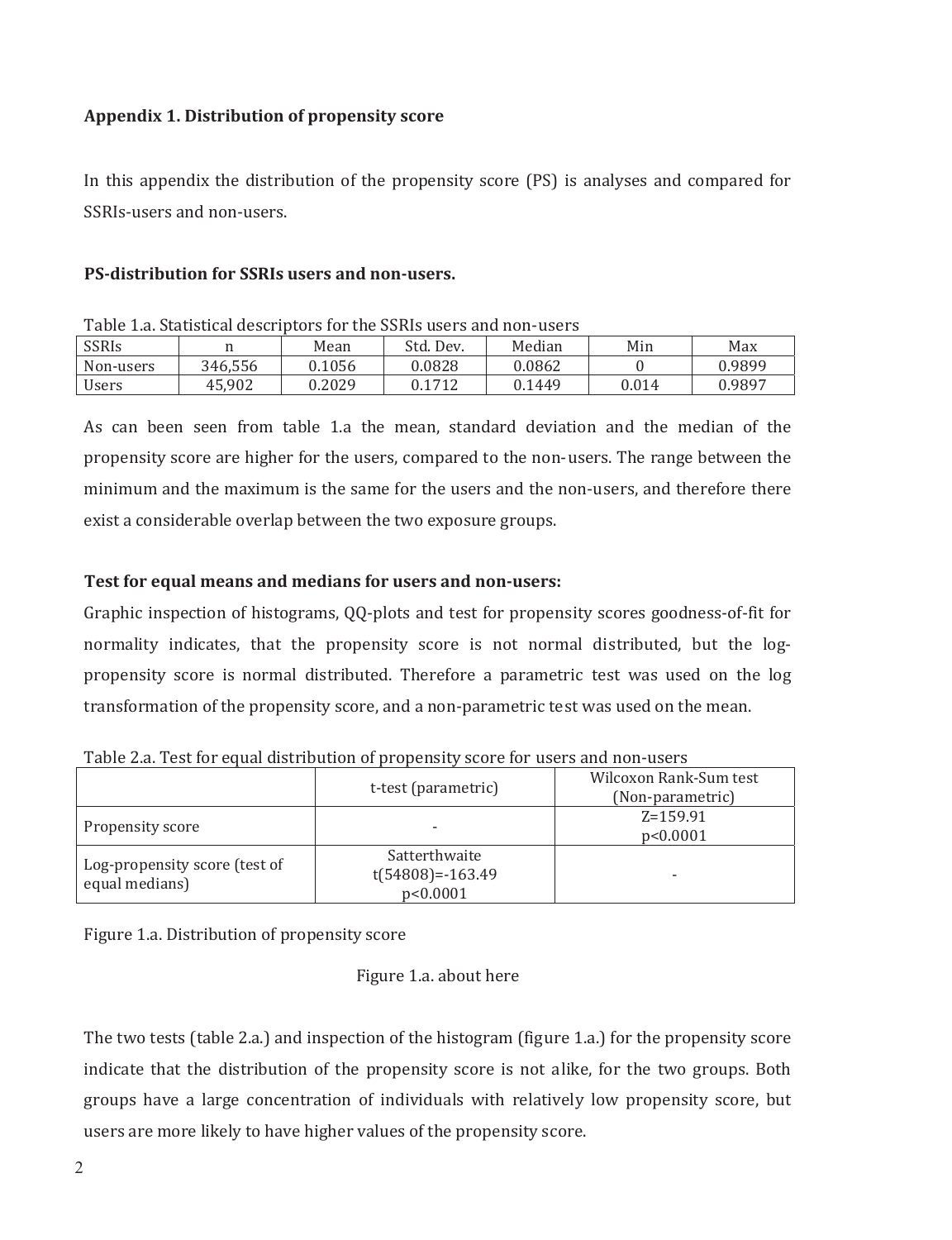**Appendix 1. Distribution of propensity score**

In this appendix the distribution of the propensity score (PS) is analyses and compared for SSRIs-users and non-users.

**PS-distribution for SSRIs users and non-users.**

Table 1.a. Statistical descriptors for the SSRIs users and non-users

| SSRIs | n | Mean | Std. Dev. | Median | Min | Max |
|---|---|---|---|---|---|---|
| Non-users | 346,556 | 0.1056 | 0.0828 | 0.0862 | 0 | 0.9899 |
| Users | 45,902 | 0.2029 | 0.1712 | 0.1449 | 0.014 | 0.9897 |

As can been seen from table 1.a the mean, standard deviation and the median of the propensity score are higher for the users, compared to the non-users. The range between the minimum and the maximum is the same for the users and the non-users, and therefore there exist a considerable overlap between the two exposure groups.

**Test for equal means and medians for users and non-users:**

Graphic inspection of histograms, QQ-plots and test for propensity scores goodness-of-fit for normality indicates, that the propensity score is not normal distributed, but the log-propensity score is normal distributed. Therefore a parametric test was used on the log transformation of the propensity score, and a non-parametric test was used on the mean.

Table 2.a. Test for equal distribution of propensity score for users and non-users

| | t-test (parametric) | Wilcoxon Rank-Sum test (Non-parametric) |
|---|---|---|
| Propensity score | - | Z=159.91 $p<0.0001$ |
| Log-propensity score (test of equal medians) | Satterthwaite $t(54808)=-163.49$ $p<0.0001$ | - |

Figure 1.a. Distribution of propensity score

Figure 1.a. about here

The two tests (table 2.a.) and inspection of the histogram (figure 1.a.) for the propensity score indicate that the distribution of the propensity score is not alike, for the two groups. Both groups have a large concentration of individuals with relatively low propensity score, but users are more likely to have higher values of the propensity score.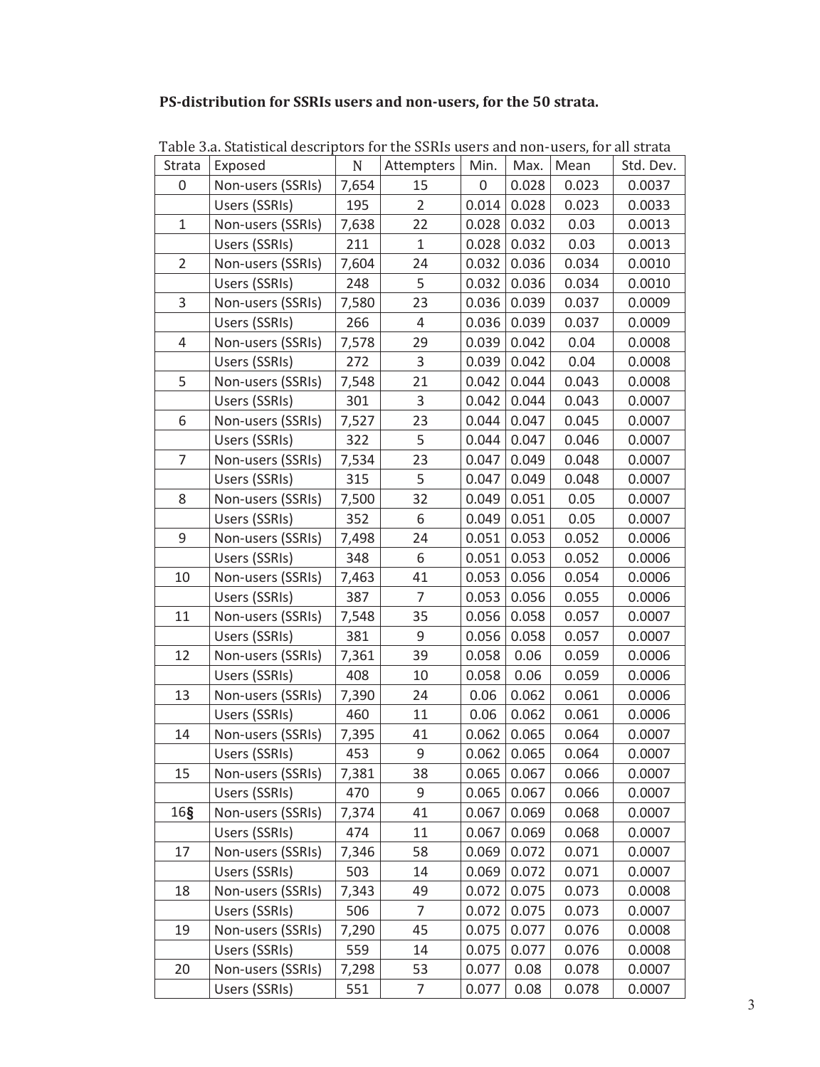**PS-distribution for SSRIs users and non-users, for the 50 strata.**

Table 3.a. Statistical descriptors for the SSRIs users and non-users, for all strata

| Strata | Exposed | N | Attempters | Min. | Max. | Mean | Std. Dev. |
|---|---|---|---|---|---|---|---|
| 0 | Non-users (SSRIs) | 7,654 | 15 | 0 | 0.028 | 0.023 | 0.0037 |
| | Users (SSRIs) | 195 | 2 | 0.014 | 0.028 | 0.023 | 0.0033 |
| 1 | Non-users (SSRIs) | 7,638 | 22 | 0.028 | 0.032 | 0.03 | 0.0013 |
| | Users (SSRIs) | 211 | 1 | 0.028 | 0.032 | 0.03 | 0.0013 |
| 2 | Non-users (SSRIs) | 7,604 | 24 | 0.032 | 0.036 | 0.034 | 0.0010 |
| | Users (SSRIs) | 248 | 5 | 0.032 | 0.036 | 0.034 | 0.0010 |
| 3 | Non-users (SSRIs) | 7,580 | 23 | 0.036 | 0.039 | 0.037 | 0.0009 |
| | Users (SSRIs) | 266 | 4 | 0.036 | 0.039 | 0.037 | 0.0009 |
| 4 | Non-users (SSRIs) | 7,578 | 29 | 0.039 | 0.042 | 0.04 | 0.0008 |
| | Users (SSRIs) | 272 | 3 | 0.039 | 0.042 | 0.04 | 0.0008 |
| 5 | Non-users (SSRIs) | 7,548 | 21 | 0.042 | 0.044 | 0.043 | 0.0008 |
| | Users (SSRIs) | 301 | 3 | 0.042 | 0.044 | 0.043 | 0.0007 |
| 6 | Non-users (SSRIs) | 7,527 | 23 | 0.044 | 0.047 | 0.045 | 0.0007 |
| | Users (SSRIs) | 322 | 5 | 0.044 | 0.047 | 0.046 | 0.0007 |
| 7 | Non-users (SSRIs) | 7,534 | 23 | 0.047 | 0.049 | 0.048 | 0.0007 |
| | Users (SSRIs) | 315 | 5 | 0.047 | 0.049 | 0.048 | 0.0007 |
| 8 | Non-users (SSRIs) | 7,500 | 32 | 0.049 | 0.051 | 0.05 | 0.0007 |
| | Users (SSRIs) | 352 | 6 | 0.049 | 0.051 | 0.05 | 0.0007 |
| 9 | Non-users (SSRIs) | 7,498 | 24 | 0.051 | 0.053 | 0.052 | 0.0006 |
| | Users (SSRIs) | 348 | 6 | 0.051 | 0.053 | 0.052 | 0.0006 |
| 10 | Non-users (SSRIs) | 7,463 | 41 | 0.053 | 0.056 | 0.054 | 0.0006 |
| | Users (SSRIs) | 387 | 7 | 0.053 | 0.056 | 0.055 | 0.0006 |
| 11 | Non-users (SSRIs) | 7,548 | 35 | 0.056 | 0.058 | 0.057 | 0.0007 |
| | Users (SSRIs) | 381 | 9 | 0.056 | 0.058 | 0.057 | 0.0007 |
| 12 | Non-users (SSRIs) | 7,361 | 39 | 0.058 | 0.06 | 0.059 | 0.0006 |
| | Users (SSRIs) | 408 | 10 | 0.058 | 0.06 | 0.059 | 0.0006 |
| 13 | Non-users (SSRIs) | 7,390 | 24 | 0.06 | 0.062 | 0.061 | 0.0006 |
| | Users (SSRIs) | 460 | 11 | 0.06 | 0.062 | 0.061 | 0.0006 |
| 14 | Non-users (SSRIs) | 7,395 | 41 | 0.062 | 0.065 | 0.064 | 0.0007 |
| | Users (SSRIs) | 453 | 9 | 0.062 | 0.065 | 0.064 | 0.0007 |
| 15 | Non-users (SSRIs) | 7,381 | 38 | 0.065 | 0.067 | 0.066 | 0.0007 |
| | Users (SSRIs) | 470 | 9 | 0.065 | 0.067 | 0.066 | 0.0007 |
| 16**§** | Non-users (SSRIs) | 7,374 | 41 | 0.067 | 0.069 | 0.068 | 0.0007 |
| | Users (SSRIs) | 474 | 11 | 0.067 | 0.069 | 0.068 | 0.0007 |
| 17 | Non-users (SSRIs) | 7,346 | 58 | 0.069 | 0.072 | 0.071 | 0.0007 |
| | Users (SSRIs) | 503 | 14 | 0.069 | 0.072 | 0.071 | 0.0007 |
| 18 | Non-users (SSRIs) | 7,343 | 49 | 0.072 | 0.075 | 0.073 | 0.0008 |
| | Users (SSRIs) | 506 | 7 | 0.072 | 0.075 | 0.073 | 0.0007 |
| 19 | Non-users (SSRIs) | 7,290 | 45 | 0.075 | 0.077 | 0.076 | 0.0008 |
| | Users (SSRIs) | 559 | 14 | 0.075 | 0.077 | 0.076 | 0.0008 |
| 20 | Non-users (SSRIs) | 7,298 | 53 | 0.077 | 0.08 | 0.078 | 0.0007 |
| | Users (SSRIs) | 551 | 7 | 0.077 | 0.08 | 0.078 | 0.0007 |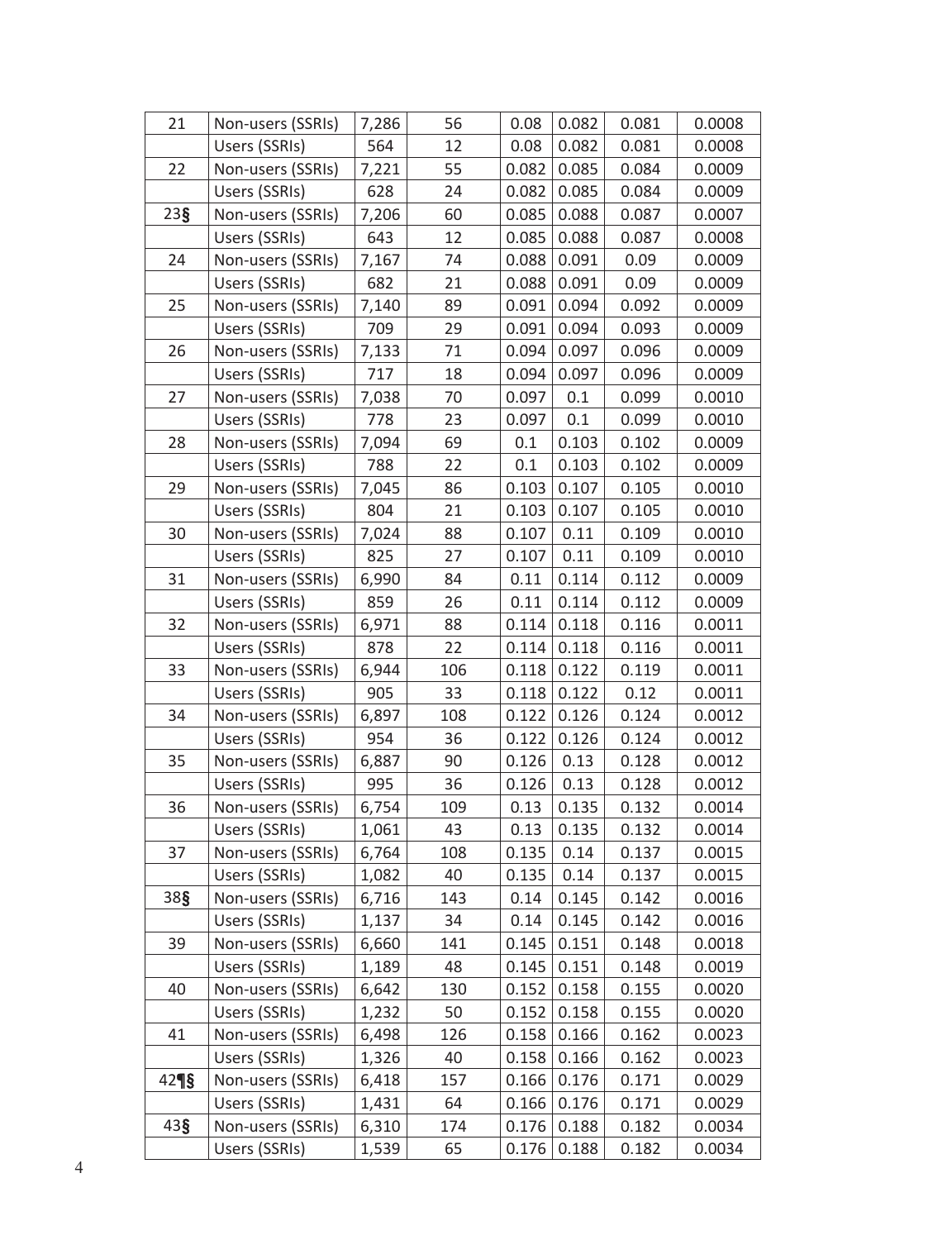| | | | | | | | |
|---|---|---|---|---|---|---|---|
| 21 | Non-users (SSRIs) | 7,286 | 56 | 0.08 | 0.082 | 0.081 | 0.0008 |
| | Users (SSRIs) | 564 | 12 | 0.08 | 0.082 | 0.081 | 0.0008 |
| 22 | Non-users (SSRIs) | 7,221 | 55 | 0.082 | 0.085 | 0.084 | 0.0009 |
| | Users (SSRIs) | 628 | 24 | 0.082 | 0.085 | 0.084 | 0.0009 |
| 23§ | Non-users (SSRIs) | 7,206 | 60 | 0.085 | 0.088 | 0.087 | 0.0007 |
| | Users (SSRIs) | 643 | 12 | 0.085 | 0.088 | 0.087 | 0.0008 |
| 24 | Non-users (SSRIs) | 7,167 | 74 | 0.088 | 0.091 | 0.09 | 0.0009 |
| | Users (SSRIs) | 682 | 21 | 0.088 | 0.091 | 0.09 | 0.0009 |
| 25 | Non-users (SSRIs) | 7,140 | 89 | 0.091 | 0.094 | 0.092 | 0.0009 |
| | Users (SSRIs) | 709 | 29 | 0.091 | 0.094 | 0.093 | 0.0009 |
| 26 | Non-users (SSRIs) | 7,133 | 71 | 0.094 | 0.097 | 0.096 | 0.0009 |
| | Users (SSRIs) | 717 | 18 | 0.094 | 0.097 | 0.096 | 0.0009 |
| 27 | Non-users (SSRIs) | 7,038 | 70 | 0.097 | 0.1 | 0.099 | 0.0010 |
| | Users (SSRIs) | 778 | 23 | 0.097 | 0.1 | 0.099 | 0.0010 |
| 28 | Non-users (SSRIs) | 7,094 | 69 | 0.1 | 0.103 | 0.102 | 0.0009 |
| | Users (SSRIs) | 788 | 22 | 0.1 | 0.103 | 0.102 | 0.0009 |
| 29 | Non-users (SSRIs) | 7,045 | 86 | 0.103 | 0.107 | 0.105 | 0.0010 |
| | Users (SSRIs) | 804 | 21 | 0.103 | 0.107 | 0.105 | 0.0010 |
| 30 | Non-users (SSRIs) | 7,024 | 88 | 0.107 | 0.11 | 0.109 | 0.0010 |
| | Users (SSRIs) | 825 | 27 | 0.107 | 0.11 | 0.109 | 0.0010 |
| 31 | Non-users (SSRIs) | 6,990 | 84 | 0.11 | 0.114 | 0.112 | 0.0009 |
| | Users (SSRIs) | 859 | 26 | 0.11 | 0.114 | 0.112 | 0.0009 |
| 32 | Non-users (SSRIs) | 6,971 | 88 | 0.114 | 0.118 | 0.116 | 0.0011 |
| | Users (SSRIs) | 878 | 22 | 0.114 | 0.118 | 0.116 | 0.0011 |
| 33 | Non-users (SSRIs) | 6,944 | 106 | 0.118 | 0.122 | 0.119 | 0.0011 |
| | Users (SSRIs) | 905 | 33 | 0.118 | 0.122 | 0.12 | 0.0011 |
| 34 | Non-users (SSRIs) | 6,897 | 108 | 0.122 | 0.126 | 0.124 | 0.0012 |
| | Users (SSRIs) | 954 | 36 | 0.122 | 0.126 | 0.124 | 0.0012 |
| 35 | Non-users (SSRIs) | 6,887 | 90 | 0.126 | 0.13 | 0.128 | 0.0012 |
| | Users (SSRIs) | 995 | 36 | 0.126 | 0.13 | 0.128 | 0.0012 |
| 36 | Non-users (SSRIs) | 6,754 | 109 | 0.13 | 0.135 | 0.132 | 0.0014 |
| | Users (SSRIs) | 1,061 | 43 | 0.13 | 0.135 | 0.132 | 0.0014 |
| 37 | Non-users (SSRIs) | 6,764 | 108 | 0.135 | 0.14 | 0.137 | 0.0015 |
| | Users (SSRIs) | 1,082 | 40 | 0.135 | 0.14 | 0.137 | 0.0015 |
| 38§ | Non-users (SSRIs) | 6,716 | 143 | 0.14 | 0.145 | 0.142 | 0.0016 |
| | Users (SSRIs) | 1,137 | 34 | 0.14 | 0.145 | 0.142 | 0.0016 |
| 39 | Non-users (SSRIs) | 6,660 | 141 | 0.145 | 0.151 | 0.148 | 0.0018 |
| | Users (SSRIs) | 1,189 | 48 | 0.145 | 0.151 | 0.148 | 0.0019 |
| 40 | Non-users (SSRIs) | 6,642 | 130 | 0.152 | 0.158 | 0.155 | 0.0020 |
| | Users (SSRIs) | 1,232 | 50 | 0.152 | 0.158 | 0.155 | 0.0020 |
| 41 | Non-users (SSRIs) | 6,498 | 126 | 0.158 | 0.166 | 0.162 | 0.0023 |
| | Users (SSRIs) | 1,326 | 40 | 0.158 | 0.166 | 0.162 | 0.0023 |
| 42¶§ | Non-users (SSRIs) | 6,418 | 157 | 0.166 | 0.176 | 0.171 | 0.0029 |
| | Users (SSRIs) | 1,431 | 64 | 0.166 | 0.176 | 0.171 | 0.0029 |
| 43§ | Non-users (SSRIs) | 6,310 | 174 | 0.176 | 0.188 | 0.182 | 0.0034 |
| | Users (SSRIs) | 1,539 | 65 | 0.176 | 0.188 | 0.182 | 0.0034 |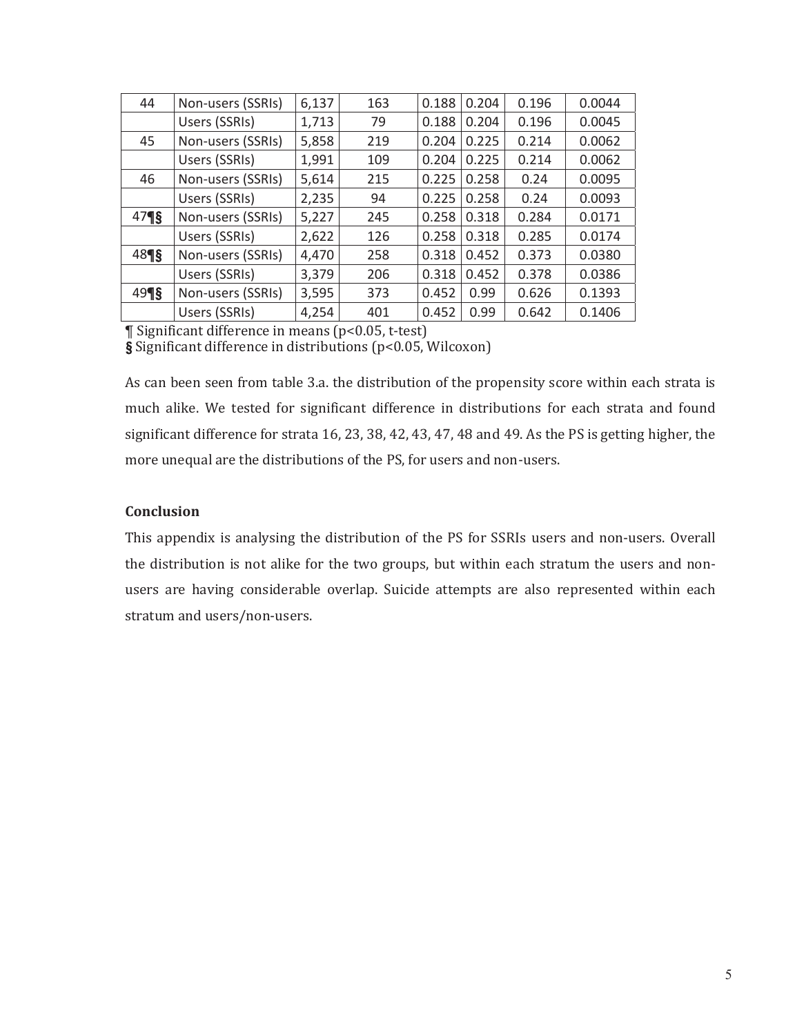| | | | | | | | |
|---|---|---|---|---|---|---|---|
| 44 | Non-users (SSRIs) | 6,137 | 163 | 0.188 | 0.204 | 0.196 | 0.0044 |
| | Users (SSRIs) | 1,713 | 79 | 0.188 | 0.204 | 0.196 | 0.0045 |
| 45 | Non-users (SSRIs) | 5,858 | 219 | 0.204 | 0.225 | 0.214 | 0.0062 |
| | Users (SSRIs) | 1,991 | 109 | 0.204 | 0.225 | 0.214 | 0.0062 |
| 46 | Non-users (SSRIs) | 5,614 | 215 | 0.225 | 0.258 | 0.24 | 0.0095 |
| | Users (SSRIs) | 2,235 | 94 | 0.225 | 0.258 | 0.24 | 0.0093 |
| 47**¶§** | Non-users (SSRIs) | 5,227 | 245 | 0.258 | 0.318 | 0.284 | 0.0171 |
| | Users (SSRIs) | 2,622 | 126 | 0.258 | 0.318 | 0.285 | 0.0174 |
| 48**¶§** | Non-users (SSRIs) | 4,470 | 258 | 0.318 | 0.452 | 0.373 | 0.0380 |
| | Users (SSRIs) | 3,379 | 206 | 0.318 | 0.452 | 0.378 | 0.0386 |
| 49**¶§** | Non-users (SSRIs) | 3,595 | 373 | 0.452 | 0.99 | 0.626 | 0.1393 |
| | Users (SSRIs) | 4,254 | 401 | 0.452 | 0.99 | 0.642 | 0.1406 |

¶ Significant difference in means ($p<0.05$, t-test)
**§** Significant difference in distributions ($p<0.05$, Wilcoxon)

As can been seen from table 3.a. the distribution of the propensity score within each strata is much alike. We tested for significant difference in distributions for each strata and found significant difference for strata 16, 23, 38, 42, 43, 47, 48 and 49. As the PS is getting higher, the more unequal are the distributions of the PS, for users and non-users.

### Conclusion

This appendix is analysing the distribution of the PS for SSRIs users and non-users. Overall the distribution is not alike for the two groups, but within each stratum the users and non-users are having considerable overlap. Suicide attempts are also represented within each stratum and users/non-users.